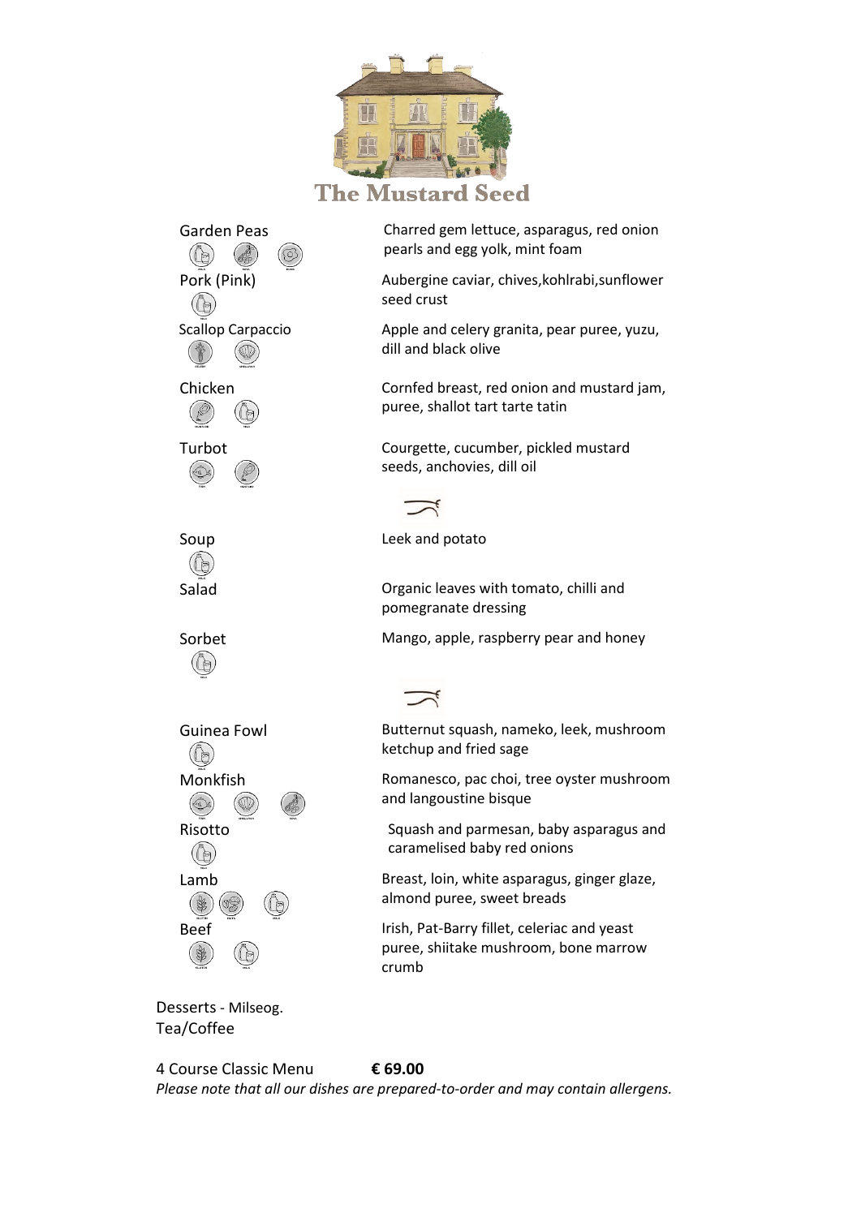# The Mustard Seed

| | |
|---|---|
| Garden Peas | Charred gem lettuce, asparagus, red onion pearls and egg yolk, mint foam |
| Pork (Pink) | Aubergine caviar, chives,kohlrabi,sunflower seed crust |
| Scallop Carpaccio | Apple and celery granita, pear puree, yuzu, dill and black olive |
| Chicken | Cornfed breast, red onion and mustard jam, puree, shallot tart tarte tatin |
| Turbot | Courgette, cucumber, pickled mustard seeds, anchovies, dill oil |

| | |
|---|---|
| Soup | Leek and potato |
| Salad | Organic leaves with tomato, chilli and pomegranate dressing |
| Sorbet | Mango, apple, raspberry pear and honey |

| | |
|---|---|
| Guinea Fowl | Butternut squash, nameko, leek, mushroom ketchup and fried sage |
| Monkfish | Romanesco, pac choi, tree oyster mushroom and langoustine bisque |
| Risotto | Squash and parmesan, baby asparagus and caramelised baby red onions |
| Lamb | Breast, loin, white asparagus, ginger glaze, almond puree, sweet breads |
| Beef | Irish, Pat-Barry fillet, celeriac and yeast puree, shiitake mushroom, bone marrow crumb |

Desserts - Milseog.
Tea/Coffee

4 Course Classic Menu **€ 69.00**

*Please note that all our dishes are prepared-to-order and may contain allergens.*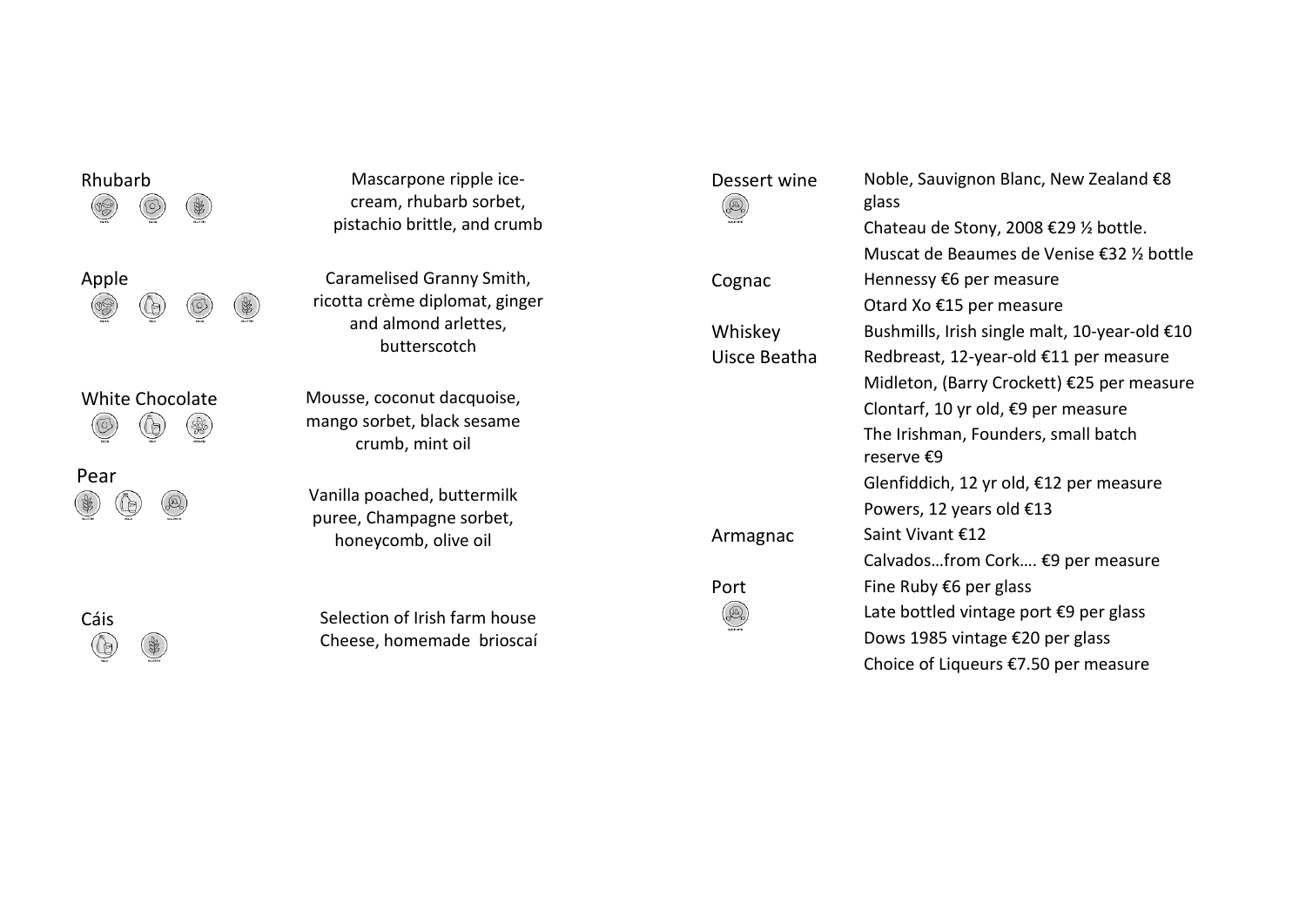## Rhubarb

Mascarpone ripple ice-cream, rhubarb sorbet, pistachio brittle, and crumb

## Apple

Caramelised Granny Smith, ricotta crème diplomat, ginger and almond arlettes, butterscotch

## White Chocolate

Mousse, coconut dacquoise, mango sorbet, black sesame crumb, mint oil

## Pear

Vanilla poached, buttermilk puree, Champagne sorbet, honeycomb, olive oil

## Cáis

Selection of Irish farm house Cheese, homemade brioscaí

| | |
|---|---|
| Dessert wine | Noble, Sauvignon Blanc, New Zealand €8 glass |
| | Chateau de Stony, 2008 €29 ½ bottle. |
| | Muscat de Beaumes de Venise €32 ½ bottle |
| Cognac | Hennessy €6 per measure |
| | Otard Xo €15 per measure |
| Whiskey | Bushmills, Irish single malt, 10-year-old €10 |
| Uisce Beatha | Redbreast, 12-year-old €11 per measure |
| | Midleton, (Barry Crockett) €25 per measure |
| | Clontarf, 10 yr old, €9 per measure |
| | The Irishman, Founders, small batch reserve €9 |
| | Glenfiddich, 12 yr old, €12 per measure |
| | Powers, 12 years old €13 |
| Armagnac | Saint Vivant €12 |
| | Calvados…from Cork…. €9 per measure |
| Port | Fine Ruby €6 per glass |
| | Late bottled vintage port €9 per glass |
| | Dows 1985 vintage €20 per glass |
| | Choice of Liqueurs €7.50 per measure |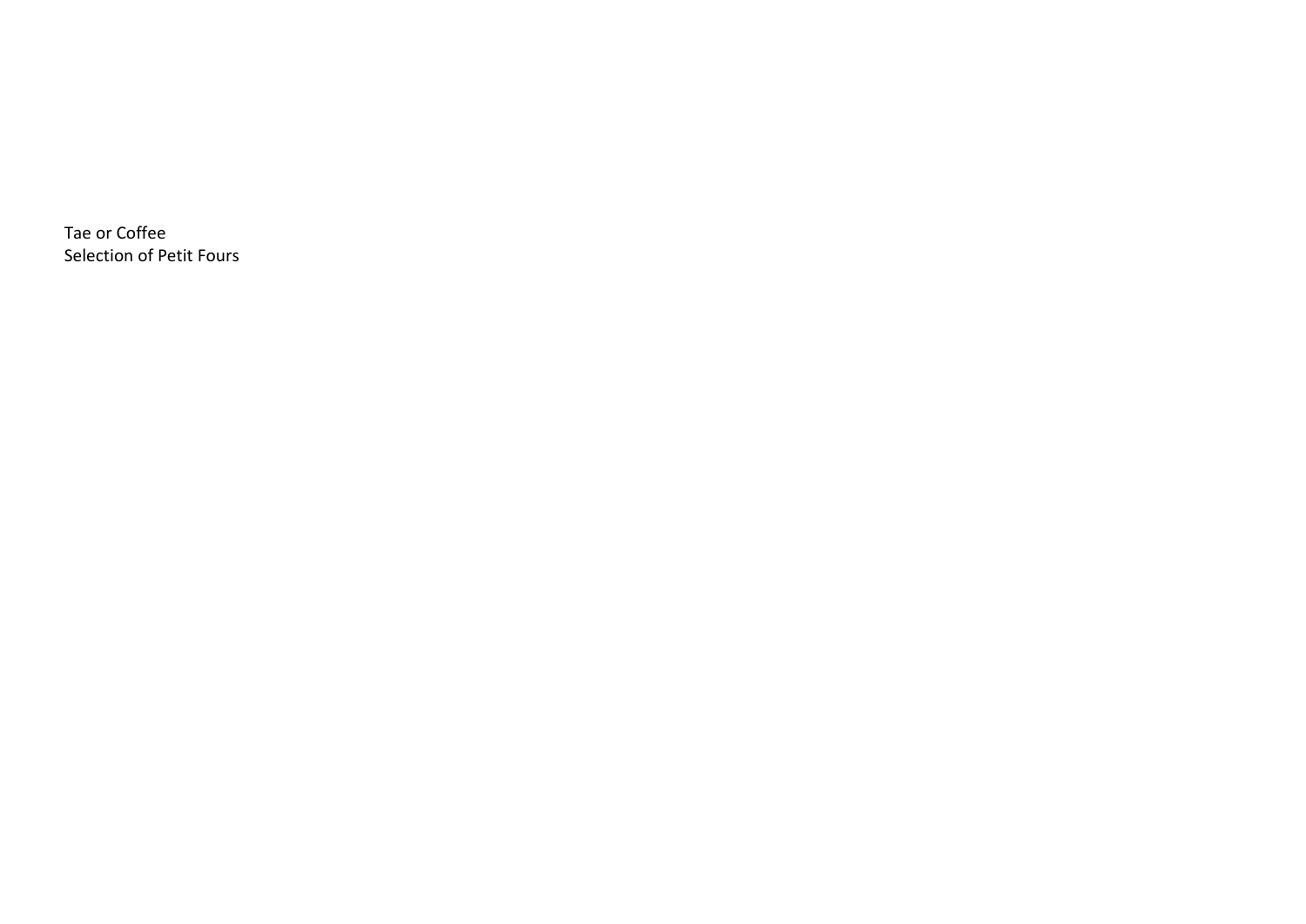Tae or Coffee
Selection of Petit Fours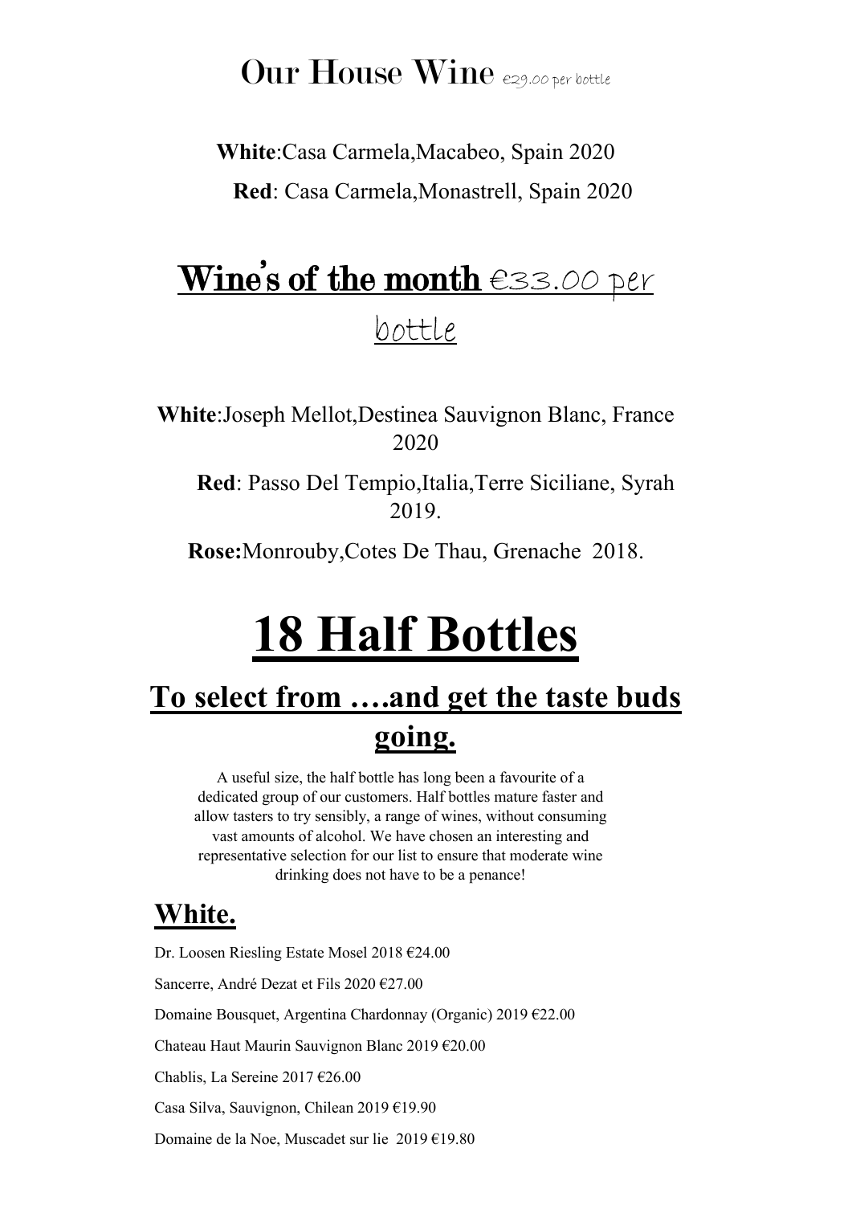# Our House Wine €29.00 per bottle

**White**:Casa Carmela,Macabeo, Spain 2020

**Red**: Casa Carmela,Monastrell, Spain 2020

# Wine's of the month €33.00 per bottle

**White**:Joseph Mellot,Destinea Sauvignon Blanc, France 2020

**Red**: Passo Del Tempio,Italia,Terre Siciliane, Syrah 2019.

**Rose:**Monrouby,Cotes De Thau, Grenache 2018.

# 18 Half Bottles

## To select from ….and get the taste buds going.

A useful size, the half bottle has long been a favourite of a dedicated group of our customers. Half bottles mature faster and allow tasters to try sensibly, a range of wines, without consuming vast amounts of alcohol. We have chosen an interesting and representative selection for our list to ensure that moderate wine drinking does not have to be a penance!

## White.

Dr. Loosen Riesling Estate Mosel 2018 €24.00

Sancerre, André Dezat et Fils 2020 €27.00

Domaine Bousquet, Argentina Chardonnay (Organic) 2019 €22.00

Chateau Haut Maurin Sauvignon Blanc 2019 €20.00

Chablis, La Sereine 2017 €26.00

Casa Silva, Sauvignon, Chilean 2019 €19.90

Domaine de la Noe, Muscadet sur lie 2019 €19.80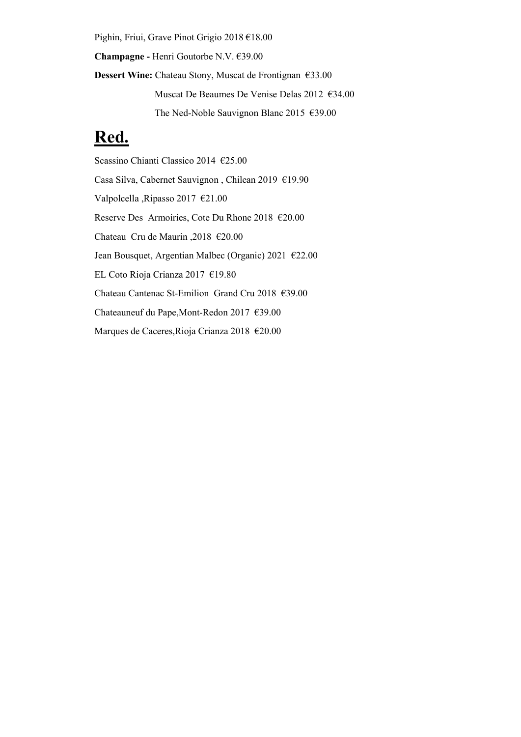Pighin, Friui, Grave Pinot Grigio 2018 €18.00

**Champagne -** Henri Goutorbe N.V. €39.00

**Dessert Wine:** Chateau Stony, Muscat de Frontignan €33.00

Muscat De Beaumes De Venise Delas 2012 €34.00

The Ned-Noble Sauvignon Blanc 2015 €39.00

# Red.

Scassino Chianti Classico 2014 €25.00

Casa Silva, Cabernet Sauvignon , Chilean 2019 €19.90

Valpolcella ,Ripasso 2017 €21.00

Reserve Des Armoiries, Cote Du Rhone 2018 €20.00

Chateau Cru de Maurin ,2018 €20.00

Jean Bousquet, Argentian Malbec (Organic) 2021 €22.00

EL Coto Rioja Crianza 2017 €19.80

Chateau Cantenac St-Emilion Grand Cru 2018 €39.00

Chateauneuf du Pape,Mont-Redon 2017 €39.00

Marques de Caceres,Rioja Crianza 2018 €20.00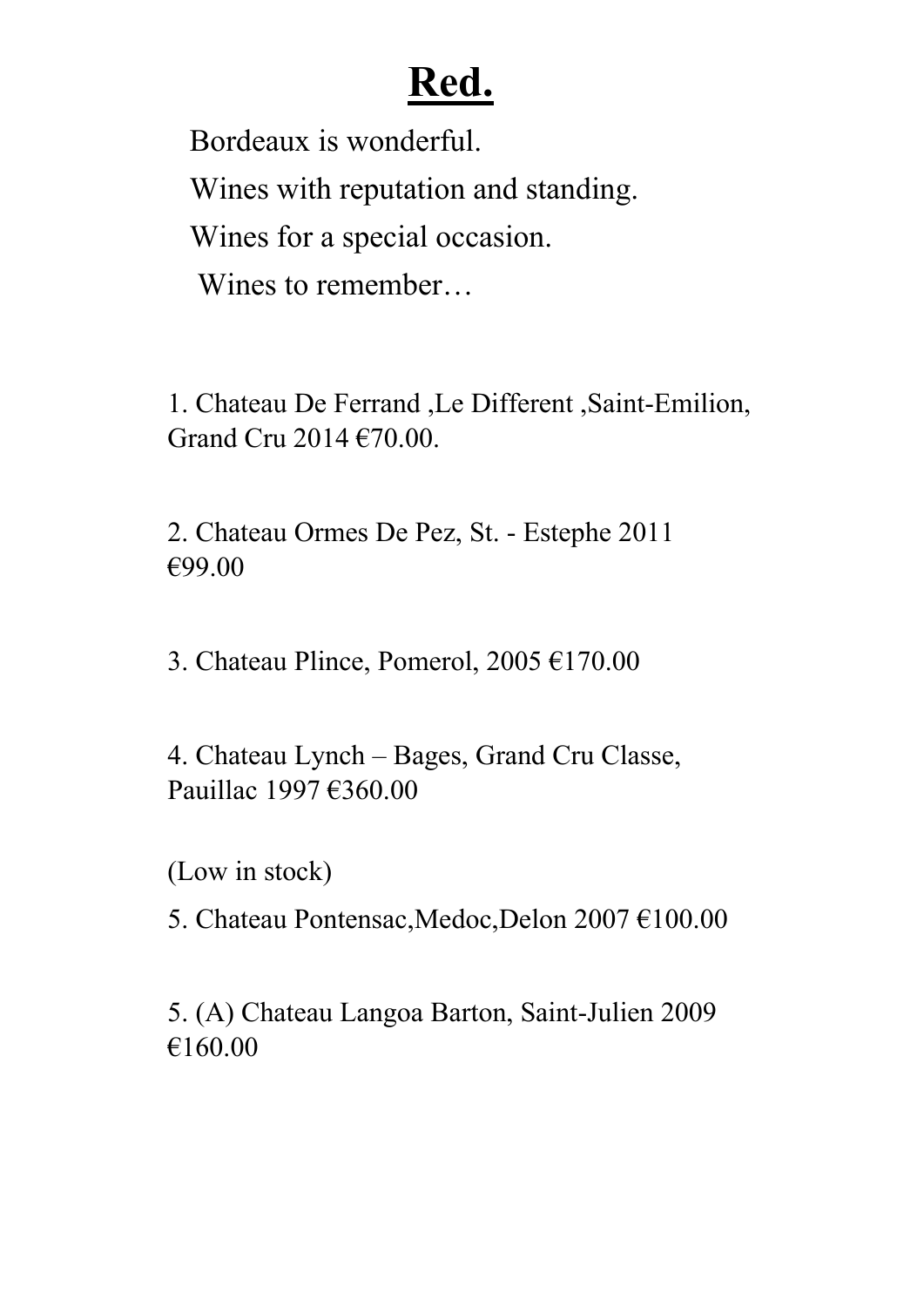# **Red.**

Bordeaux is wonderful.

Wines with reputation and standing.

Wines for a special occasion.

Wines to remember…

1. Chateau De Ferrand ,Le Different ,Saint-Emilion, Grand Cru 2014 €70.00.

2. Chateau Ormes De Pez, St. - Estephe 2011 €99.00

3. Chateau Plince, Pomerol, 2005 €170.00

4. Chateau Lynch – Bages, Grand Cru Classe, Pauillac 1997 €360.00

(Low in stock)

5. Chateau Pontensac,Medoc,Delon 2007 €100.00

5. (A) Chateau Langoa Barton, Saint-Julien 2009 €160.00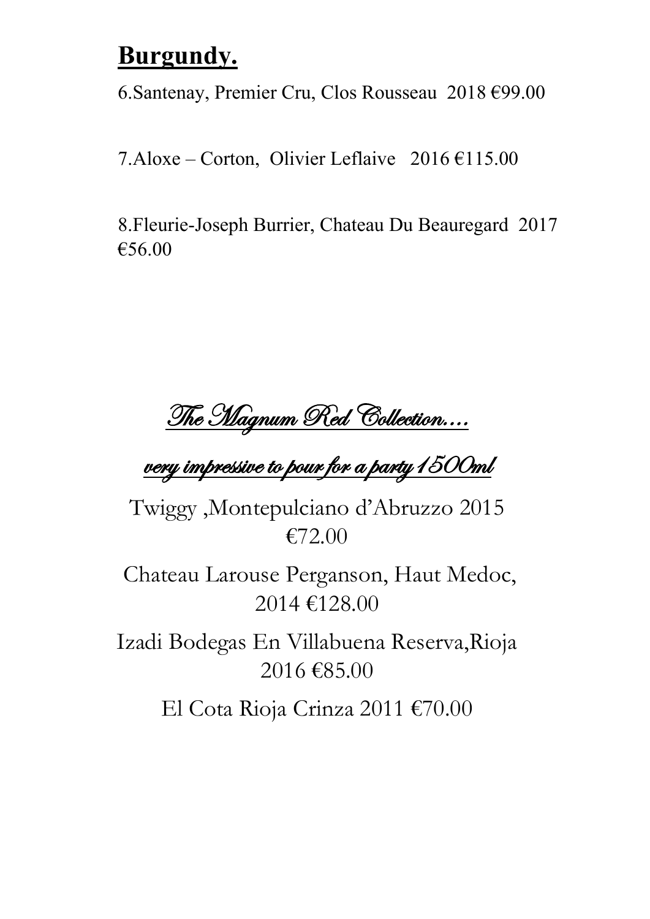## **Burgundy.**

6.Santenay, Premier Cru, Clos Rousseau 2018 €99.00

7.Aloxe – Corton, Olivier Leflaive 2016 €115.00

8.Fleurie-Joseph Burrier, Chateau Du Beauregard 2017 €56.00

## *The Magnum Red Collection….*

*very impressive to pour for a party 1500ml*

Twiggy ,Montepulciano d'Abruzzo 2015 €72.00

Chateau Larouse Perganson, Haut Medoc, 2014 €128.00

Izadi Bodegas En Villabuena Reserva,Rioja 2016 €85.00

El Cota Rioja Crinza 2011 €70.00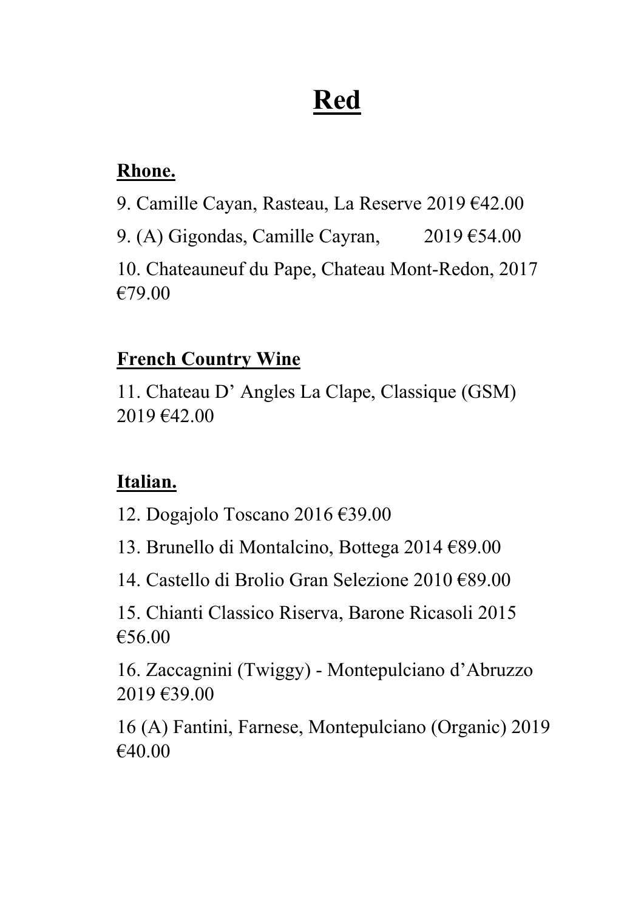# Red

## Rhone.

9. Camille Cayan, Rasteau, La Reserve 2019 €42.00

9. (A) Gigondas, Camille Cayran, 2019 €54.00

10. Chateauneuf du Pape, Chateau Mont-Redon, 2017 €79.00

## French Country Wine

11. Chateau D' Angles La Clape, Classique (GSM) 2019 €42.00

## Italian.

12. Dogajolo Toscano 2016 €39.00

13. Brunello di Montalcino, Bottega 2014 €89.00

14. Castello di Brolio Gran Selezione 2010 €89.00

15. Chianti Classico Riserva, Barone Ricasoli 2015 €56.00

16. Zaccagnini (Twiggy) - Montepulciano d'Abruzzo 2019 €39.00

16 (A) Fantini, Farnese, Montepulciano (Organic) 2019 €40.00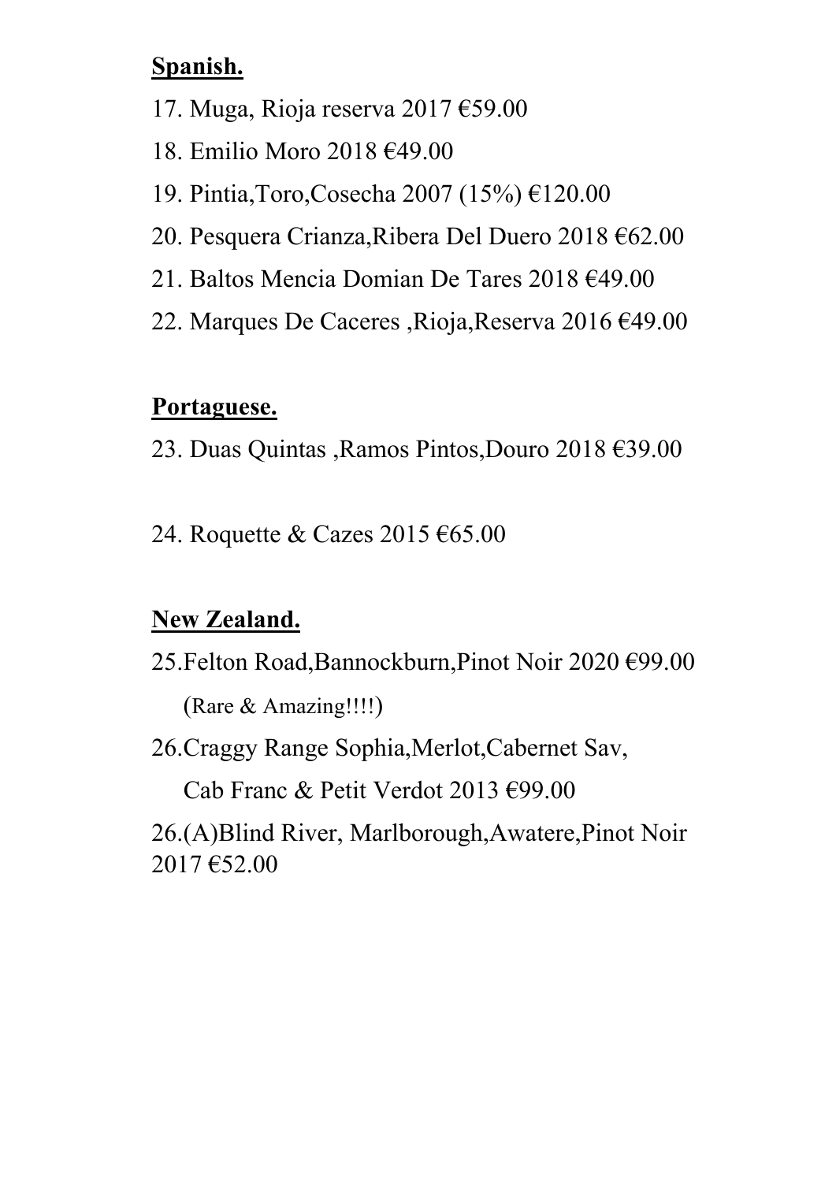**Spanish.**

17. Muga, Rioja reserva 2017 €59.00
18. Emilio Moro 2018 €49.00
19. Pintia,Toro,Cosecha 2007 (15%) €120.00
20. Pesquera Crianza,Ribera Del Duero 2018 €62.00
21. Baltos Mencia Domian De Tares 2018 €49.00
22. Marques De Caceres ,Rioja,Reserva 2016 €49.00

**Portaguese.**

23. Duas Quintas ,Ramos Pintos,Douro 2018 €39.00

24. Roquette & Cazes 2015 €65.00

**New Zealand.**

25.Felton Road,Bannockburn,Pinot Noir 2020 €99.00
(Rare & Amazing!!!!)

26.Craggy Range Sophia,Merlot,Cabernet Sav,
Cab Franc & Petit Verdot 2013 €99.00

26.(A)Blind River, Marlborough,Awatere,Pinot Noir 2017 €52.00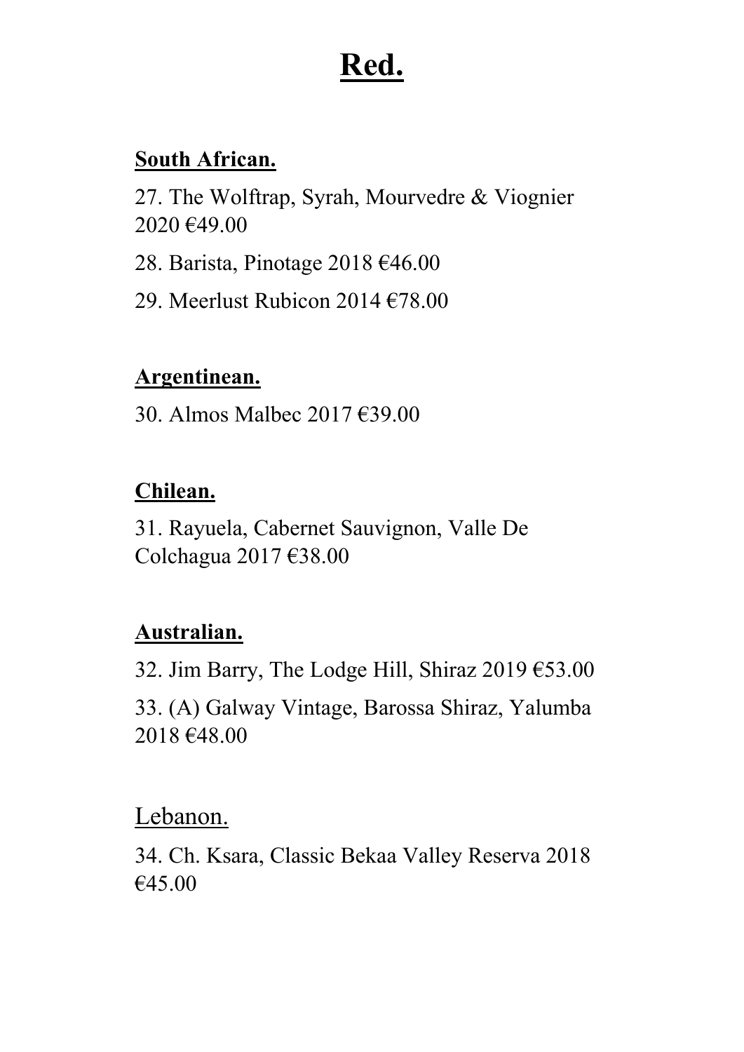# Red.

## South African.

27. The Wolftrap, Syrah, Mourvedre & Viognier 2020 €49.00

28. Barista, Pinotage 2018 €46.00

29. Meerlust Rubicon 2014 €78.00

## Argentinean.

30. Almos Malbec 2017 €39.00

## Chilean.

31. Rayuela, Cabernet Sauvignon, Valle De Colchagua 2017 €38.00

## Australian.

32. Jim Barry, The Lodge Hill, Shiraz 2019 €53.00

33. (A) Galway Vintage, Barossa Shiraz, Yalumba 2018 €48.00

## Lebanon.

34. Ch. Ksara, Classic Bekaa Valley Reserva 2018 €45.00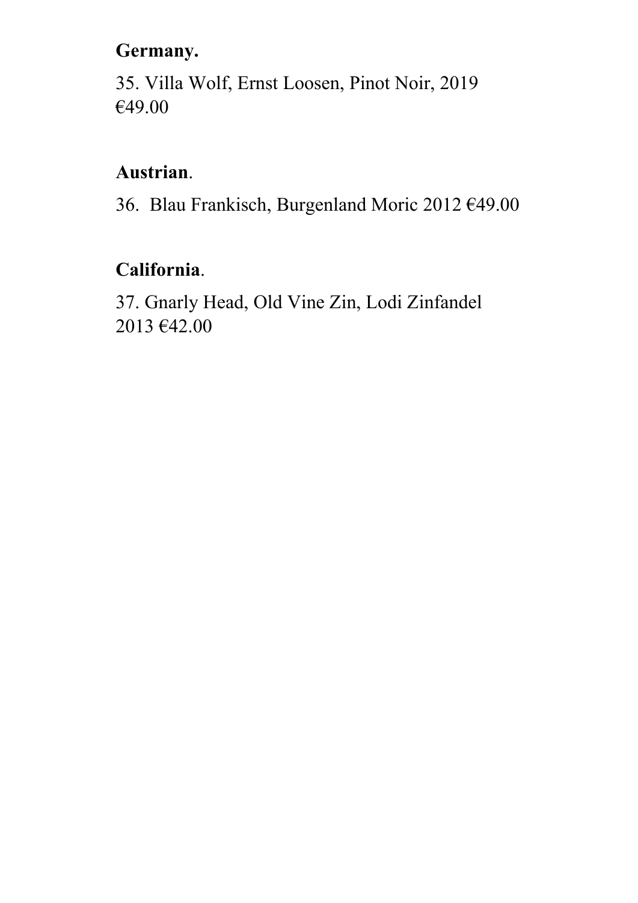**Germany.**

35. Villa Wolf, Ernst Loosen, Pinot Noir, 2019 €49.00

**Austrian**.

36. Blau Frankisch, Burgenland Moric 2012 €49.00

**California**.

37. Gnarly Head, Old Vine Zin, Lodi Zinfandel 2013 €42.00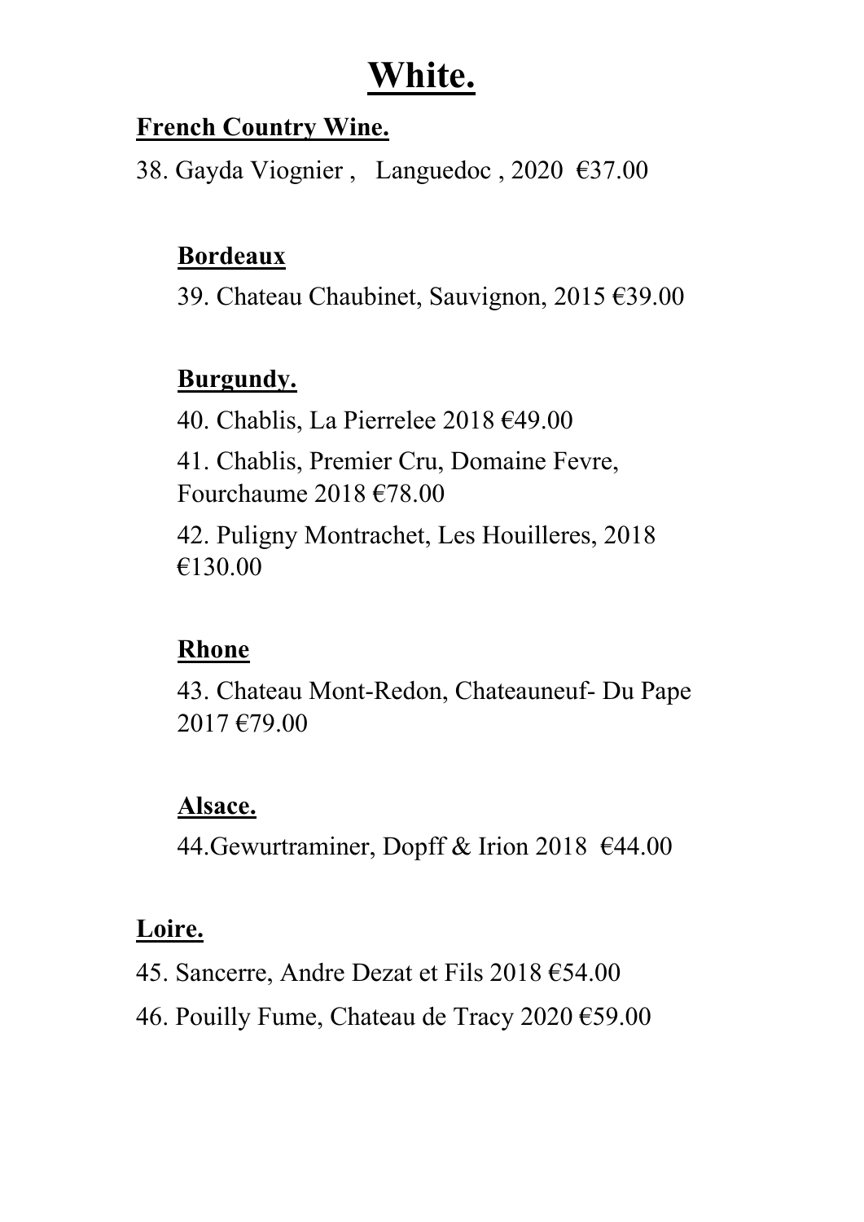# White.

## French Country Wine.

38. Gayda Viognier , Languedoc , 2020 €37.00

### Bordeaux

39. Chateau Chaubinet, Sauvignon, 2015 €39.00

### Burgundy.

40. Chablis, La Pierrelee 2018 €49.00

41. Chablis, Premier Cru, Domaine Fevre, Fourchaume 2018 €78.00

42. Puligny Montrachet, Les Houilleres, 2018 €130.00

### Rhone

43. Chateau Mont-Redon, Chateauneuf- Du Pape 2017 €79.00

### Alsace.

44.Gewurtraminer, Dopff & Irion 2018 €44.00

## Loire.

45. Sancerre, Andre Dezat et Fils 2018 €54.00

46. Pouilly Fume, Chateau de Tracy 2020 €59.00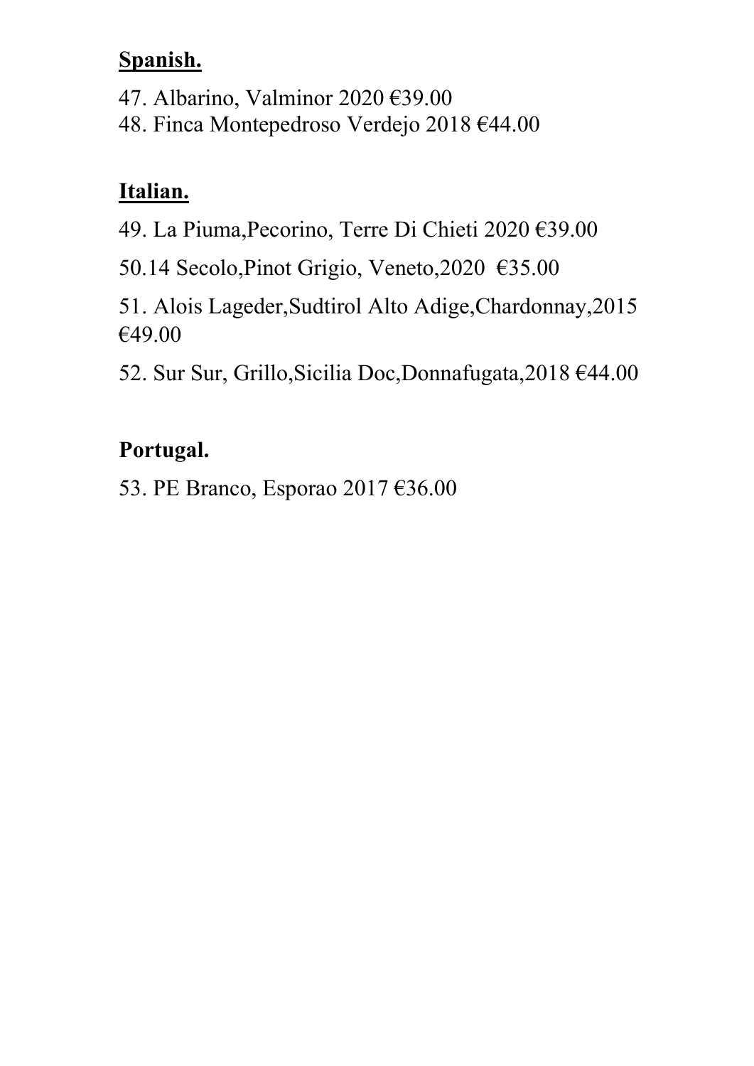## Spanish.

47. Albarino, Valminor 2020 €39.00
48. Finca Montepedroso Verdejo 2018 €44.00

## Italian.

49. La Piuma,Pecorino, Terre Di Chieti 2020 €39.00

50.14 Secolo,Pinot Grigio, Veneto,2020 €35.00

51. Alois Lageder,Sudtirol Alto Adige,Chardonnay,2015 €49.00

52. Sur Sur, Grillo,Sicilia Doc,Donnafugata,2018 €44.00

## Portugal.

53. PE Branco, Esporao 2017 €36.00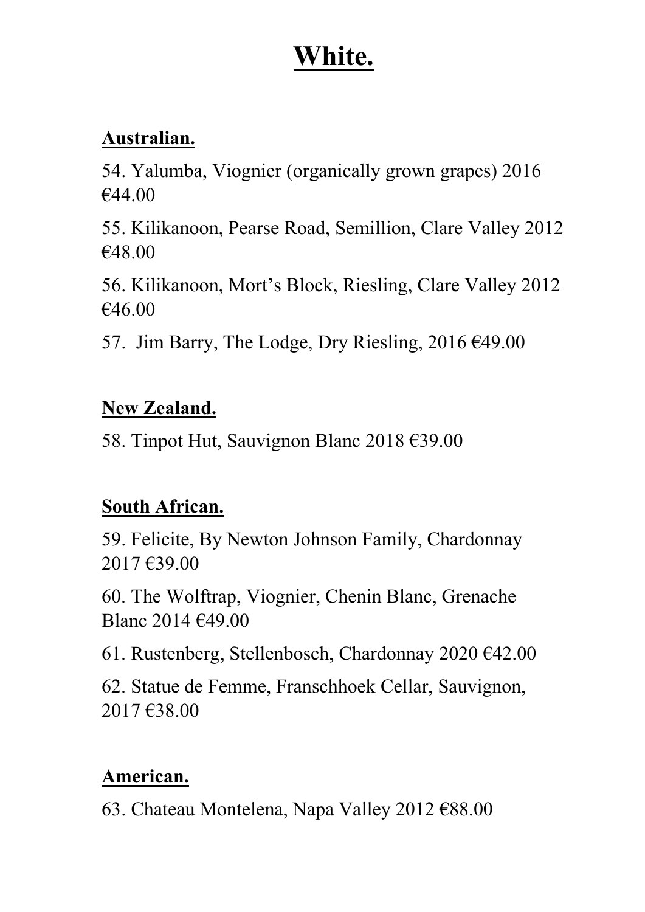# White.

## Australian.

54. Yalumba, Viognier (organically grown grapes) 2016 €44.00

55. Kilikanoon, Pearse Road, Semillion, Clare Valley 2012 €48.00

56. Kilikanoon, Mort's Block, Riesling, Clare Valley 2012 €46.00

57. Jim Barry, The Lodge, Dry Riesling, 2016 €49.00

## New Zealand.

58. Tinpot Hut, Sauvignon Blanc 2018 €39.00

## South African.

59. Felicite, By Newton Johnson Family, Chardonnay 2017 €39.00

60. The Wolftrap, Viognier, Chenin Blanc, Grenache Blanc 2014 €49.00

61. Rustenberg, Stellenbosch, Chardonnay 2020 €42.00

62. Statue de Femme, Franschhoek Cellar, Sauvignon, 2017 €38.00

## American.

63. Chateau Montelena, Napa Valley 2012 €88.00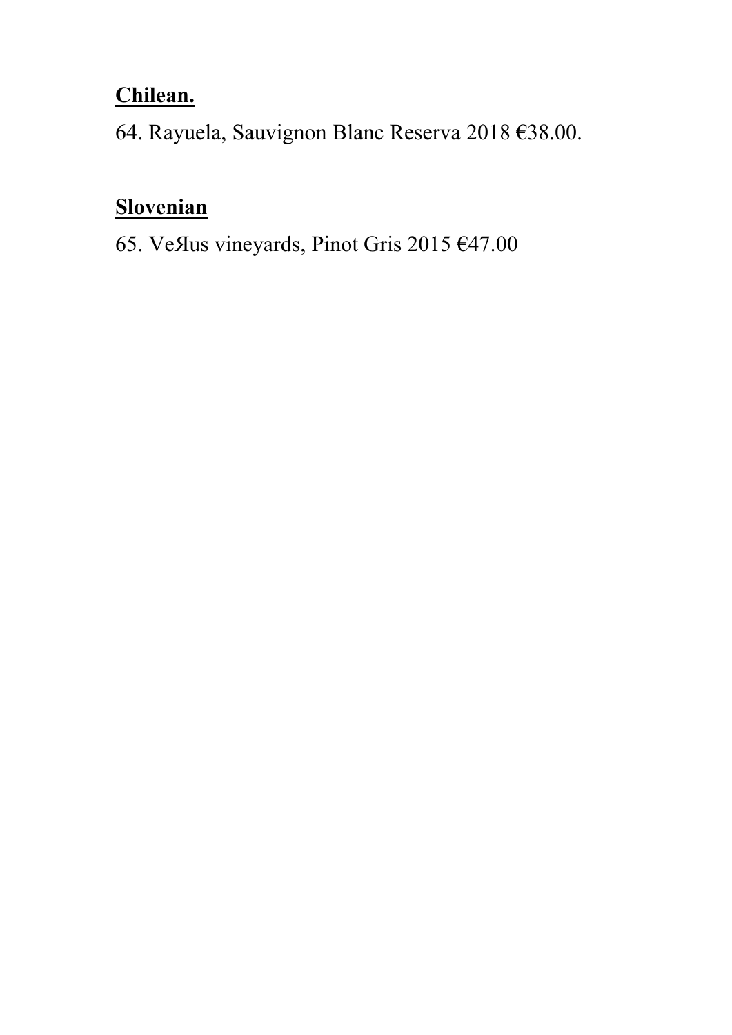**Chilean.**

64. Rayuela, Sauvignon Blanc Reserva 2018 €38.00.

**Slovenian**

65. VeЯus vineyards, Pinot Gris 2015 €47.00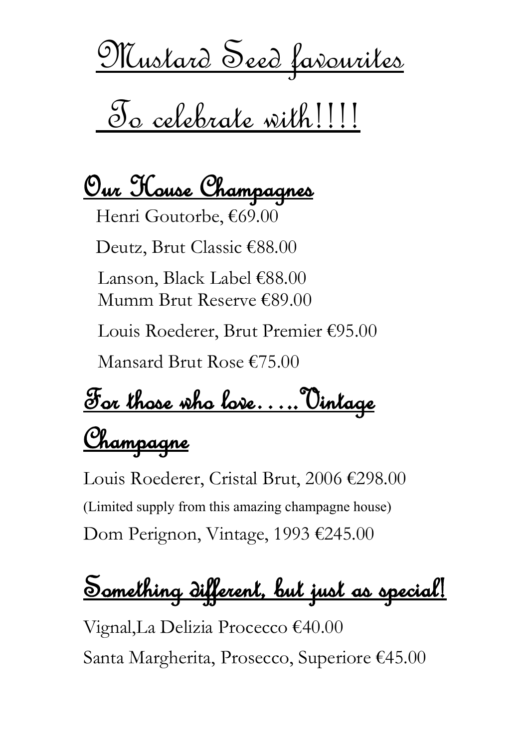# Mustard Seed favourites

# To celebrate with!!!!

## Our House Champagnes

Henri Goutorbe, €69.00

Deutz, Brut Classic €88.00

Lanson, Black Label €88.00
Mumm Brut Reserve €89.00

Louis Roederer, Brut Premier €95.00

Mansard Brut Rose €75.00

## For those who love…..Vintage Champagne

Louis Roederer, Cristal Brut, 2006 €298.00

(Limited supply from this amazing champagne house)

Dom Perignon, Vintage, 1993 €245.00

## Something different, but just as special!

Vignal,La Delizia Procecco €40.00

Santa Margherita, Prosecco, Superiore €45.00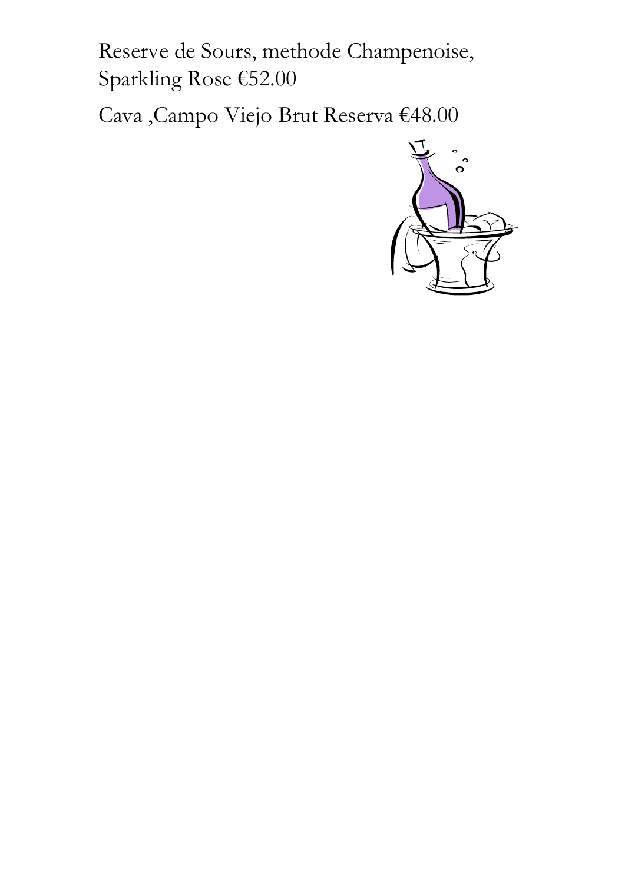Reserve de Sours, methode Champenoise, Sparkling Rose €52.00

Cava ,Campo Viejo Brut Reserva €48.00